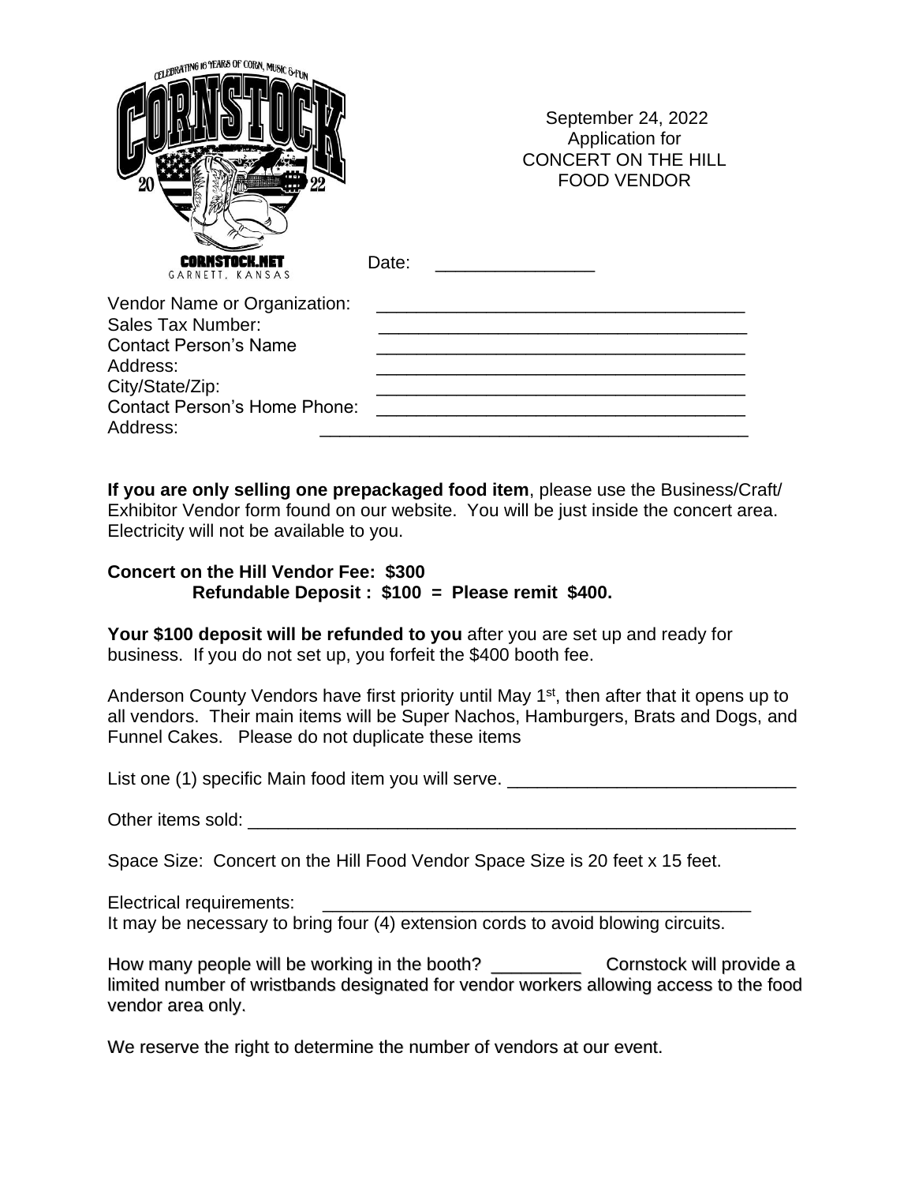CELEBRATING 16 YEARS OF CORN, MUSIC & FUN

CORNSTOCK 2022

CORNSTOCK.NET
GARNETT, KANSAS

September 24, 2022
Application for
CONCERT ON THE HILL
FOOD VENDOR

Date: _______________

Vendor Name or Organization: ___________________________________
Sales Tax Number: ___________________________________
Contact Person's Name ___________________________________
Address: ___________________________________
City/State/Zip: ___________________________________
Contact Person's Home Phone: ___________________________________
Address: ___________________________________________

**If you are only selling one prepackaged food item**, please use the Business/Craft/ Exhibitor Vendor form found on our website. You will be just inside the concert area. Electricity will not be available to you.

**Concert on the Hill Vendor Fee: $300**
**Refundable Deposit : $100 = Please remit $400.**

**Your $100 deposit will be refunded to you** after you are set up and ready for business. If you do not set up, you forfeit the $400 booth fee.

Anderson County Vendors have first priority until May 1st, then after that it opens up to all vendors. Their main items will be Super Nachos, Hamburgers, Brats and Dogs, and Funnel Cakes. Please do not duplicate these items

List one (1) specific Main food item you will serve. _____________________________

Other items sold: _______________________________________________________

Space Size: Concert on the Hill Food Vendor Space Size is 20 feet x 15 feet.

Electrical requirements: ___________________________________________
It may be necessary to bring four (4) extension cords to avoid blowing circuits.

How many people will be working in the booth? _________ Cornstock will provide a limited number of wristbands designated for vendor workers allowing access to the food vendor area only.

We reserve the right to determine the number of vendors at our event.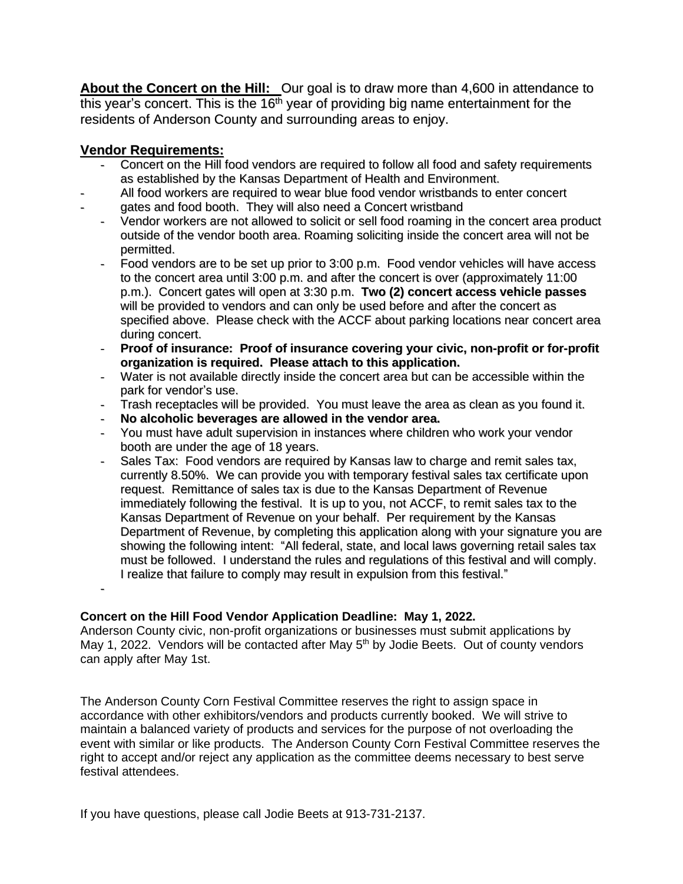**About the Concert on the Hill:** Our goal is to draw more than 4,600 in attendance to this year's concert. This is the 16th year of providing big name entertainment for the residents of Anderson County and surrounding areas to enjoy.

**Vendor Requirements:**

- Concert on the Hill food vendors are required to follow all food and safety requirements as established by the Kansas Department of Health and Environment.
- All food workers are required to wear blue food vendor wristbands to enter concert
- gates and food booth. They will also need a Concert wristband
- Vendor workers are not allowed to solicit or sell food roaming in the concert area product outside of the vendor booth area. Roaming soliciting inside the concert area will not be permitted.
- Food vendors are to be set up prior to 3:00 p.m. Food vendor vehicles will have access to the concert area until 3:00 p.m. and after the concert is over (approximately 11:00 p.m.). Concert gates will open at 3:30 p.m. **Two (2) concert access vehicle passes** will be provided to vendors and can only be used before and after the concert as specified above. Please check with the ACCF about parking locations near concert area during concert.
- **Proof of insurance: Proof of insurance covering your civic, non-profit or for-profit organization is required. Please attach to this application.**
- Water is not available directly inside the concert area but can be accessible within the park for vendor's use.
- Trash receptacles will be provided. You must leave the area as clean as you found it.
- **No alcoholic beverages are allowed in the vendor area.**
- You must have adult supervision in instances where children who work your vendor booth are under the age of 18 years.
- Sales Tax: Food vendors are required by Kansas law to charge and remit sales tax, currently 8.50%. We can provide you with temporary festival sales tax certificate upon request. Remittance of sales tax is due to the Kansas Department of Revenue immediately following the festival. It is up to you, not ACCF, to remit sales tax to the Kansas Department of Revenue on your behalf. Per requirement by the Kansas Department of Revenue, by completing this application along with your signature you are showing the following intent: "All federal, state, and local laws governing retail sales tax must be followed. I understand the rules and regulations of this festival and will comply. I realize that failure to comply may result in expulsion from this festival."
-

**Concert on the Hill Food Vendor Application Deadline: May 1, 2022.**
Anderson County civic, non-profit organizations or businesses must submit applications by May 1, 2022. Vendors will be contacted after May 5th by Jodie Beets. Out of county vendors can apply after May 1st.

The Anderson County Corn Festival Committee reserves the right to assign space in accordance with other exhibitors/vendors and products currently booked. We will strive to maintain a balanced variety of products and services for the purpose of not overloading the event with similar or like products. The Anderson County Corn Festival Committee reserves the right to accept and/or reject any application as the committee deems necessary to best serve festival attendees.

If you have questions, please call Jodie Beets at 913-731-2137.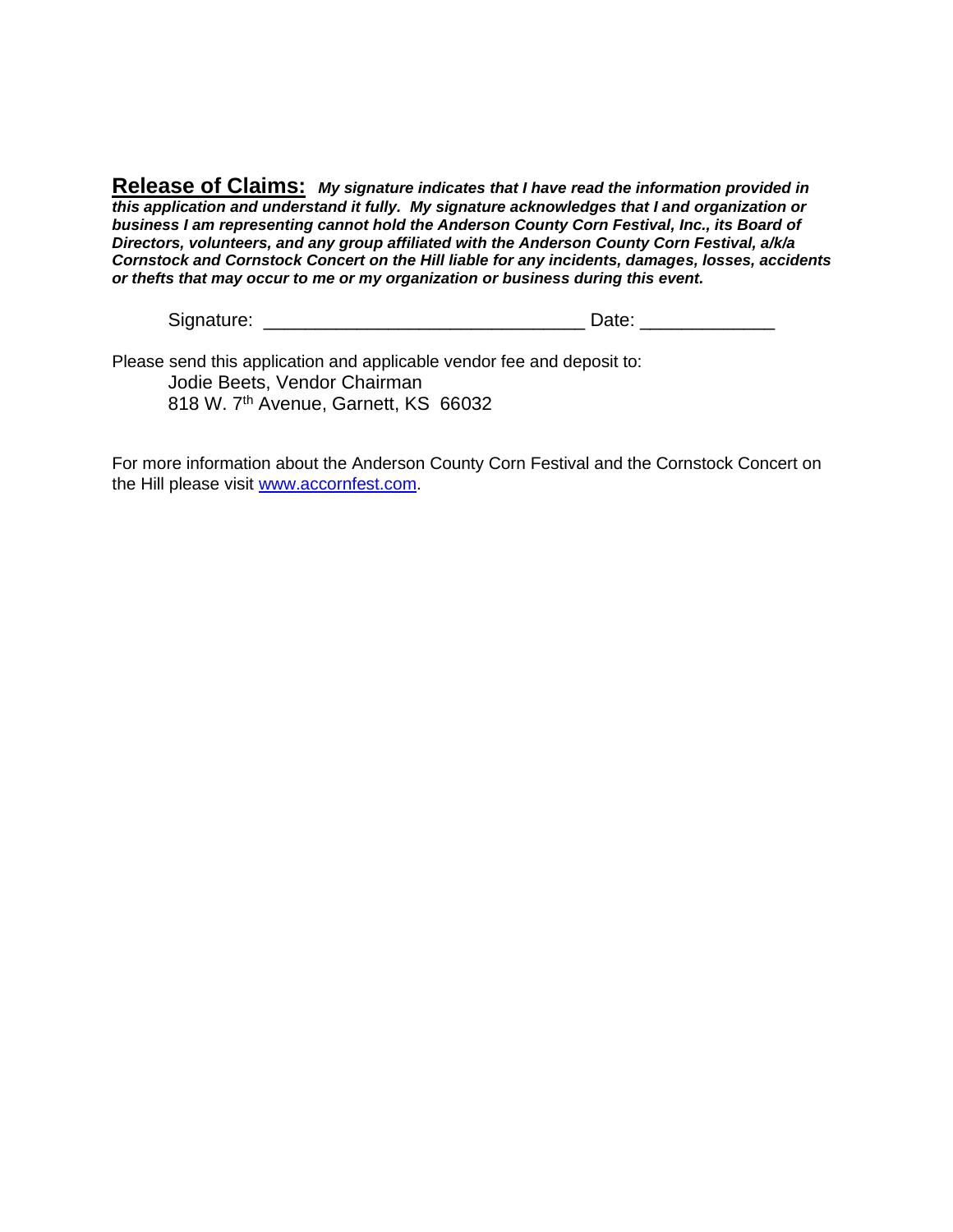**<u>Release of Claims:</u>** ***My signature indicates that I have read the information provided in this application and understand it fully. My signature acknowledges that I and organization or business I am representing cannot hold the Anderson County Corn Festival, Inc., its Board of Directors, volunteers, and any group affiliated with the Anderson County Corn Festival, a/k/a Cornstock and Cornstock Concert on the Hill liable for any incidents, damages, losses, accidents or thefts that may occur to me or my organization or business during this event.***

Signature: ______________________________ Date: ____________

Please send this application and applicable vendor fee and deposit to:

Jodie Beets, Vendor Chairman
818 W. 7th Avenue, Garnett, KS 66032

For more information about the Anderson County Corn Festival and the Cornstock Concert on the Hill please visit [www.accornfest.com](http://www.accornfest.com).